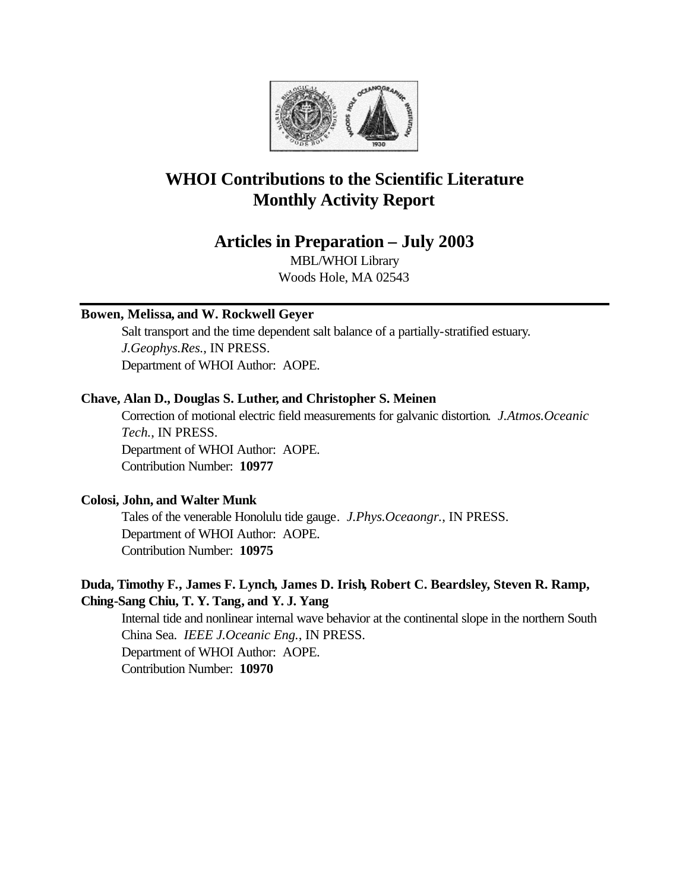# WHOI Contributions to the Scientific Literature
# Monthly Activity Report

## Articles in Preparation – July 2003

MBL/WHOI Library
Woods Hole, MA 02543

---

**Bowen, Melissa, and W. Rockwell Geyer**

Salt transport and the time dependent salt balance of a partially-stratified estuary. *J.Geophys.Res.*, IN PRESS.
Department of WHOI Author: AOPE.

**Chave, Alan D., Douglas S. Luther, and Christopher S. Meinen**

Correction of motional electric field measurements for galvanic distortion. *J.Atmos.Oceanic Tech.*, IN PRESS.
Department of WHOI Author: AOPE.
Contribution Number: **10977**

**Colosi, John, and Walter Munk**

Tales of the venerable Honolulu tide gauge. *J.Phys.Oceaongr.*, IN PRESS.
Department of WHOI Author: AOPE.
Contribution Number: **10975**

**Duda, Timothy F., James F. Lynch, James D. Irish, Robert C. Beardsley, Steven R. Ramp, Ching-Sang Chiu, T. Y. Tang, and Y. J. Yang**

Internal tide and nonlinear internal wave behavior at the continental slope in the northern South China Sea. *IEEE J.Oceanic Eng.*, IN PRESS.
Department of WHOI Author: AOPE.
Contribution Number: **10970**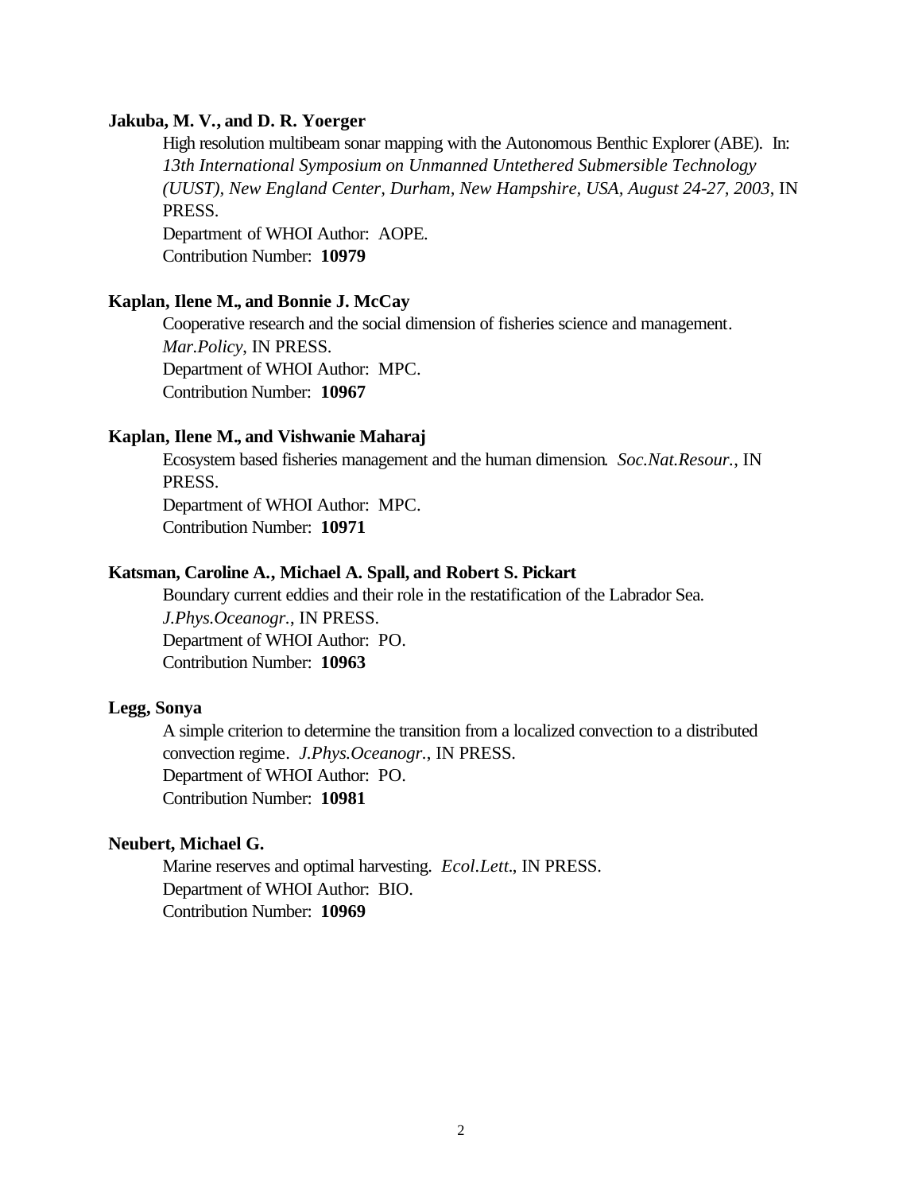**Jakuba, M. V., and D. R. Yoerger**

High resolution multibeam sonar mapping with the Autonomous Benthic Explorer (ABE). In: *13th International Symposium on Unmanned Untethered Submersible Technology (UUST), New England Center, Durham, New Hampshire, USA, August 24-27, 2003*, IN PRESS.
Department of WHOI Author: AOPE.
Contribution Number: **10979**

**Kaplan, Ilene M., and Bonnie J. McCay**

Cooperative research and the social dimension of fisheries science and management. *Mar.Policy*, IN PRESS.
Department of WHOI Author: MPC.
Contribution Number: **10967**

**Kaplan, Ilene M., and Vishwanie Maharaj**

Ecosystem based fisheries management and the human dimension. *Soc.Nat.Resour.*, IN PRESS.
Department of WHOI Author: MPC.
Contribution Number: **10971**

**Katsman, Caroline A., Michael A. Spall, and Robert S. Pickart**

Boundary current eddies and their role in the restatification of the Labrador Sea. *J.Phys.Oceanogr.*, IN PRESS.
Department of WHOI Author: PO.
Contribution Number: **10963**

**Legg, Sonya**

A simple criterion to determine the transition from a localized convection to a distributed convection regime. *J.Phys.Oceanogr.*, IN PRESS.
Department of WHOI Author: PO.
Contribution Number: **10981**

**Neubert, Michael G.**

Marine reserves and optimal harvesting. *Ecol.Lett.*, IN PRESS.
Department of WHOI Author: BIO.
Contribution Number: **10969**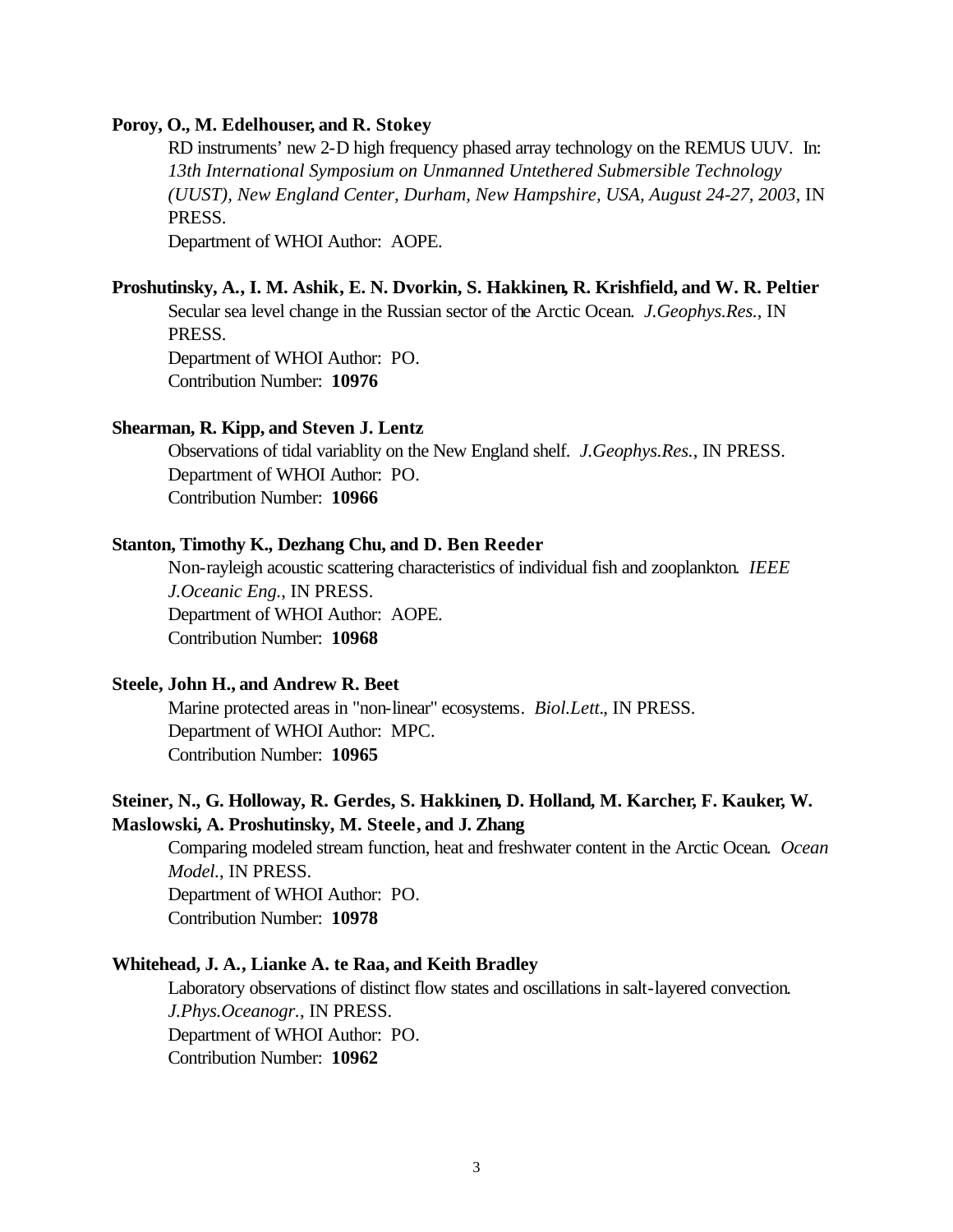**Poroy, O., M. Edelhouser, and R. Stokey**

RD instruments' new 2-D high frequency phased array technology on the REMUS UUV. In: *13th International Symposium on Unmanned Untethered Submersible Technology (UUST), New England Center, Durham, New Hampshire, USA, August 24-27, 2003*, IN PRESS.
Department of WHOI Author: AOPE.

**Proshutinsky, A., I. M. Ashik, E. N. Dvorkin, S. Hakkinen, R. Krishfield, and W. R. Peltier**

Secular sea level change in the Russian sector of the Arctic Ocean. *J.Geophys.Res.*, IN PRESS.
Department of WHOI Author: PO.
Contribution Number: **10976**

**Shearman, R. Kipp, and Steven J. Lentz**

Observations of tidal variablity on the New England shelf. *J.Geophys.Res.*, IN PRESS.
Department of WHOI Author: PO.
Contribution Number: **10966**

**Stanton, Timothy K., Dezhang Chu, and D. Ben Reeder**

Non-rayleigh acoustic scattering characteristics of individual fish and zooplankton. *IEEE J.Oceanic Eng.*, IN PRESS.
Department of WHOI Author: AOPE.
Contribution Number: **10968**

**Steele, John H., and Andrew R. Beet**

Marine protected areas in "non-linear" ecosystems. *Biol.Lett.*, IN PRESS.
Department of WHOI Author: MPC.
Contribution Number: **10965**

**Steiner, N., G. Holloway, R. Gerdes, S. Hakkinen, D. Holland, M. Karcher, F. Kauker, W. Maslowski, A. Proshutinsky, M. Steele, and J. Zhang**

Comparing modeled stream function, heat and freshwater content in the Arctic Ocean. *Ocean Model.*, IN PRESS.
Department of WHOI Author: PO.
Contribution Number: **10978**

**Whitehead, J. A., Lianke A. te Raa, and Keith Bradley**

Laboratory observations of distinct flow states and oscillations in salt-layered convection. *J.Phys.Oceanogr.*, IN PRESS.
Department of WHOI Author: PO.
Contribution Number: **10962**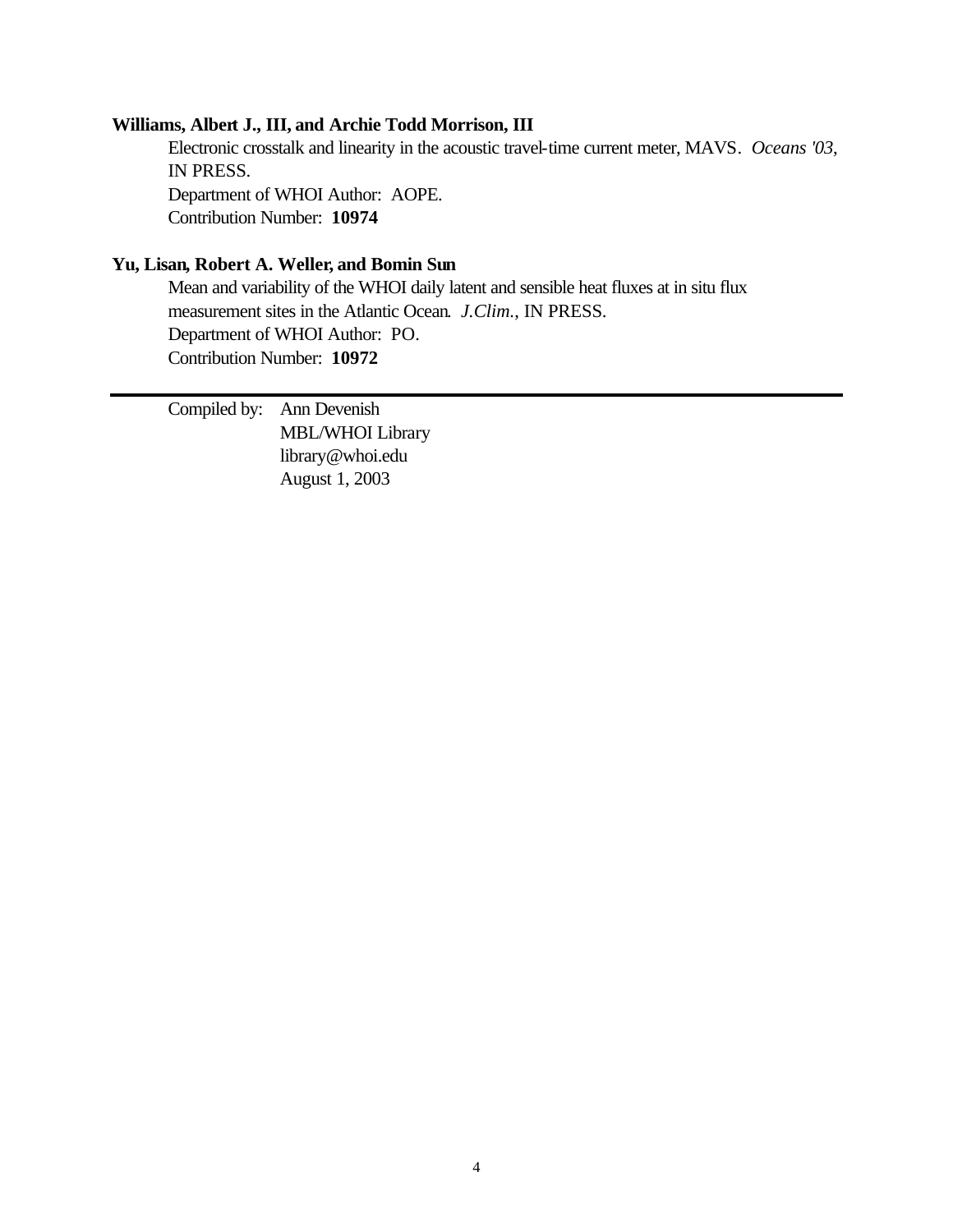**Williams, Albert J., III, and Archie Todd Morrison, III**

Electronic crosstalk and linearity in the acoustic travel-time current meter, MAVS. *Oceans '03*, IN PRESS.
Department of WHOI Author: AOPE.
Contribution Number: **10974**

**Yu, Lisan, Robert A. Weller, and Bomin Sun**

Mean and variability of the WHOI daily latent and sensible heat fluxes at in situ flux measurement sites in the Atlantic Ocean. *J.Clim.*, IN PRESS.
Department of WHOI Author: PO.
Contribution Number: **10972**

---

Compiled by: Ann Devenish
MBL/WHOI Library
library@whoi.edu
August 1, 2003